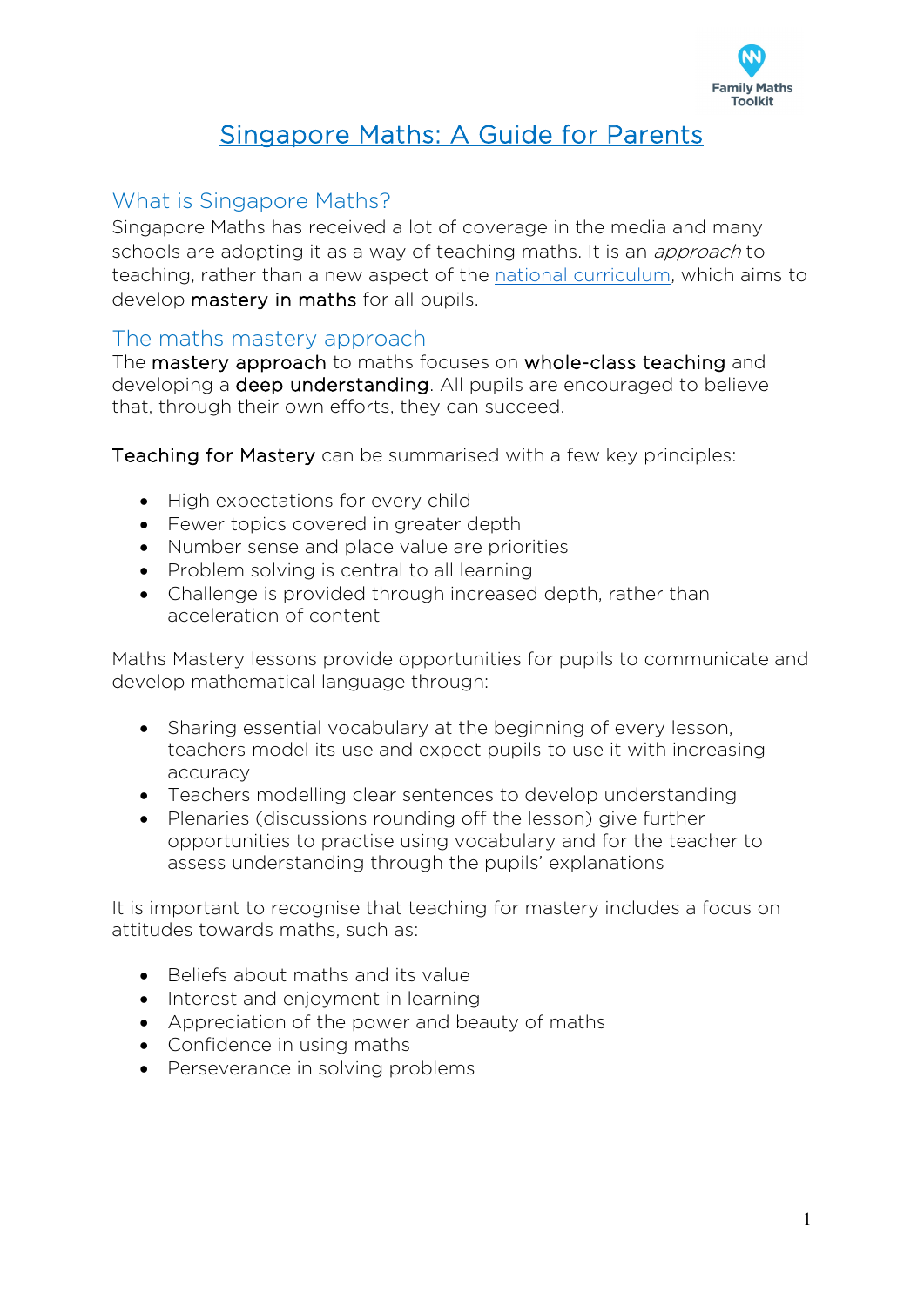# Singapore Maths: A Guide for Parents

## What is Singapore Maths?

Singapore Maths has received a lot of coverage in the media and many schools are adopting it as a way of teaching maths. It is an *approach* to teaching, rather than a new aspect of the national curriculum, which aims to develop **mastery in maths** for all pupils.

## The maths mastery approach

The **mastery approach** to maths focuses on **whole-class teaching** and developing a **deep understanding**. All pupils are encouraged to believe that, through their own efforts, they can succeed.

**Teaching for Mastery** can be summarised with a few key principles:

- High expectations for every child
- Fewer topics covered in greater depth
- Number sense and place value are priorities
- Problem solving is central to all learning
- Challenge is provided through increased depth, rather than acceleration of content

Maths Mastery lessons provide opportunities for pupils to communicate and develop mathematical language through:

- Sharing essential vocabulary at the beginning of every lesson, teachers model its use and expect pupils to use it with increasing accuracy
- Teachers modelling clear sentences to develop understanding
- Plenaries (discussions rounding off the lesson) give further opportunities to practise using vocabulary and for the teacher to assess understanding through the pupils' explanations

It is important to recognise that teaching for mastery includes a focus on attitudes towards maths, such as:

- Beliefs about maths and its value
- Interest and enjoyment in learning
- Appreciation of the power and beauty of maths
- Confidence in using maths
- Perseverance in solving problems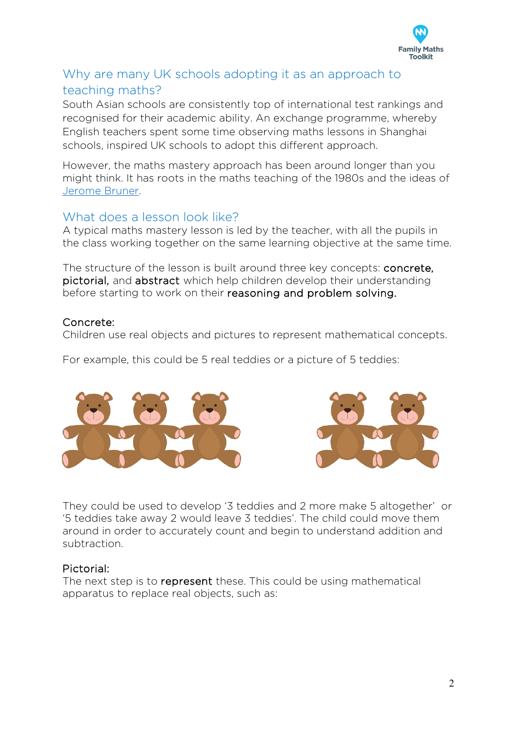## Why are many UK schools adopting it as an approach to teaching maths?

South Asian schools are consistently top of international test rankings and recognised for their academic ability. An exchange programme, whereby English teachers spent some time observing maths lessons in Shanghai schools, inspired UK schools to adopt this different approach.

However, the maths mastery approach has been around longer than you might think. It has roots in the maths teaching of the 1980s and the ideas of [Jerome Bruner](#).

## What does a lesson look like?

A typical maths mastery lesson is led by the teacher, with all the pupils in the class working together on the same learning objective at the same time.

The structure of the lesson is built around three key concepts: **concrete, pictorial,** and **abstract** which help children develop their understanding before starting to work on their **reasoning and problem solving.**

### Concrete:

Children use real objects and pictures to represent mathematical concepts.

For example, this could be 5 real teddies or a picture of 5 teddies:

They could be used to develop '3 teddies and 2 more make 5 altogether' or '5 teddies take away 2 would leave 3 teddies'. The child could move them around in order to accurately count and begin to understand addition and subtraction.

### Pictorial:

The next step is to **represent** these. This could be using mathematical apparatus to replace real objects, such as: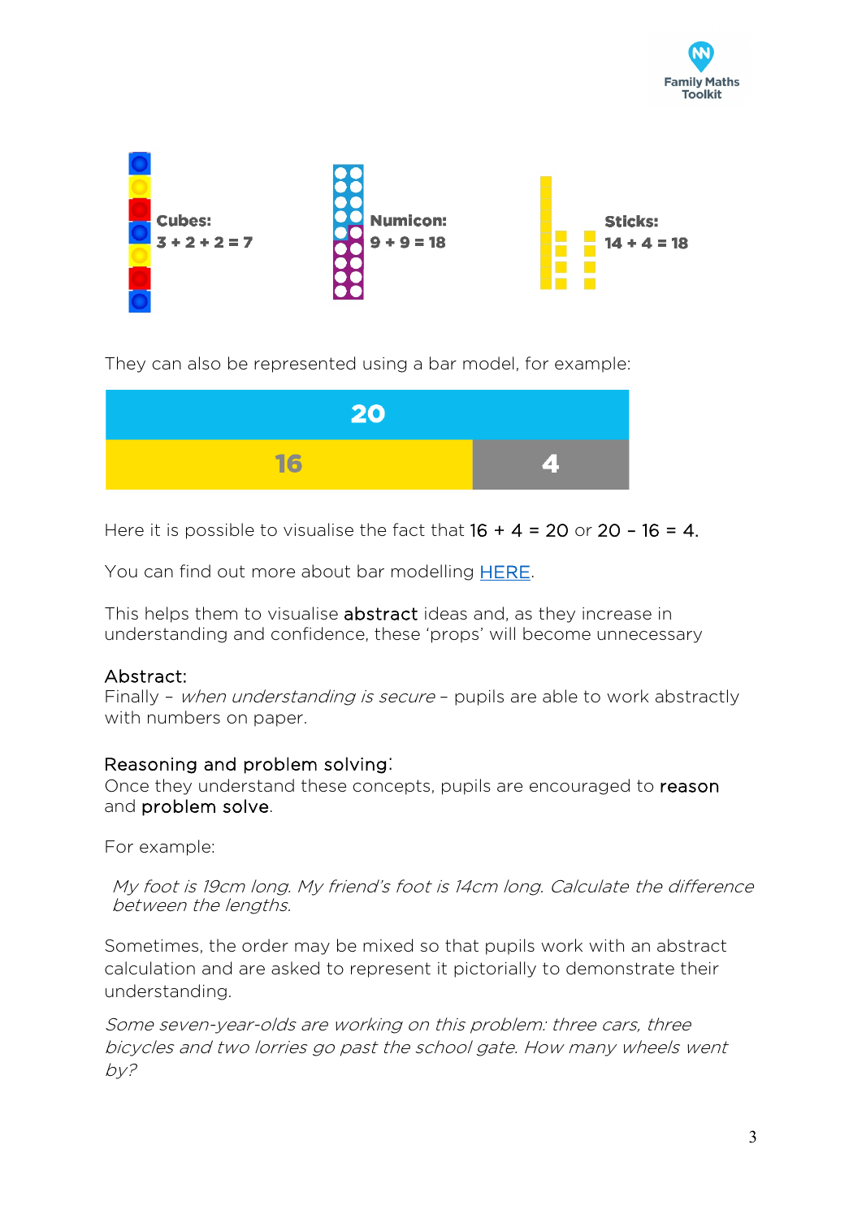**Cubes:**
**3 + 2 + 2 = 7**

**Numicon:**
**9 + 9 = 18**

**Sticks:**
**14 + 4 = 18**

They can also be represented using a bar model, for example:

| 20 | |
|---|---|
| 16 | 4 |

Here it is possible to visualise the fact that 16 + 4 = 20 or 20 – 16 = 4.

You can find out more about bar modelling [HERE](#).

This helps them to visualise **abstract** ideas and, as they increase in understanding and confidence, these 'props' will become unnecessary

**Abstract:**
Finally – *when understanding is secure* – pupils are able to work abstractly with numbers on paper.

**Reasoning and problem solving:**
Once they understand these concepts, pupils are encouraged to **reason** and **problem solve**.

For example:

*My foot is 19cm long. My friend's foot is 14cm long. Calculate the difference between the lengths.*

Sometimes, the order may be mixed so that pupils work with an abstract calculation and are asked to represent it pictorially to demonstrate their understanding.

*Some seven-year-olds are working on this problem: three cars, three bicycles and two lorries go past the school gate. How many wheels went by?*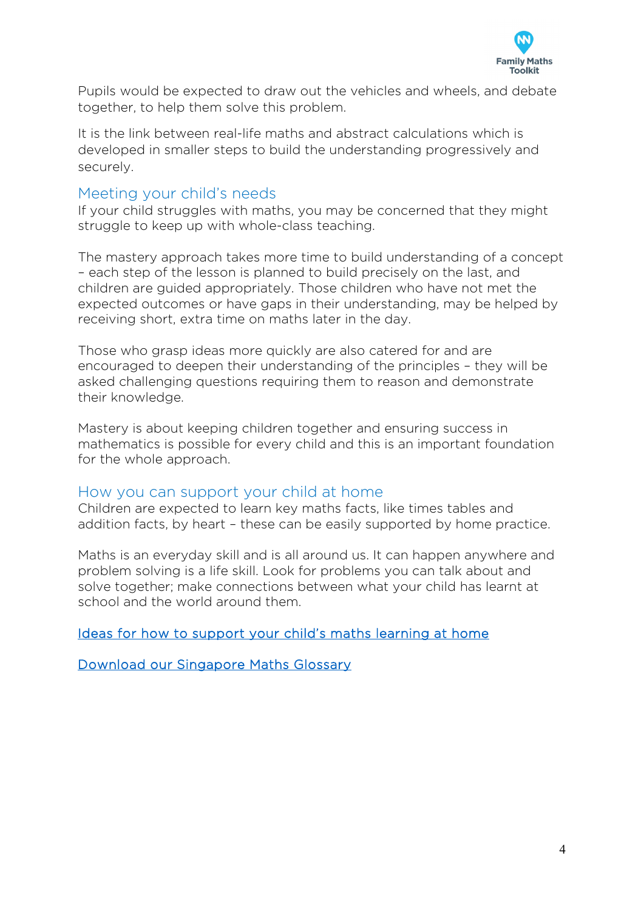Pupils would be expected to draw out the vehicles and wheels, and debate together, to help them solve this problem.

It is the link between real-life maths and abstract calculations which is developed in smaller steps to build the understanding progressively and securely.

## Meeting your child's needs

If your child struggles with maths, you may be concerned that they might struggle to keep up with whole-class teaching.

The mastery approach takes more time to build understanding of a concept – each step of the lesson is planned to build precisely on the last, and children are guided appropriately. Those children who have not met the expected outcomes or have gaps in their understanding, may be helped by receiving short, extra time on maths later in the day.

Those who grasp ideas more quickly are also catered for and are encouraged to deepen their understanding of the principles – they will be asked challenging questions requiring them to reason and demonstrate their knowledge.

Mastery is about keeping children together and ensuring success in mathematics is possible for every child and this is an important foundation for the whole approach.

## How you can support your child at home

Children are expected to learn key maths facts, like times tables and addition facts, by heart – these can be easily supported by home practice.

Maths is an everyday skill and is all around us. It can happen anywhere and problem solving is a life skill. Look for problems you can talk about and solve together; make connections between what your child has learnt at school and the world around them.

Ideas for how to support your child's maths learning at home

Download our Singapore Maths Glossary